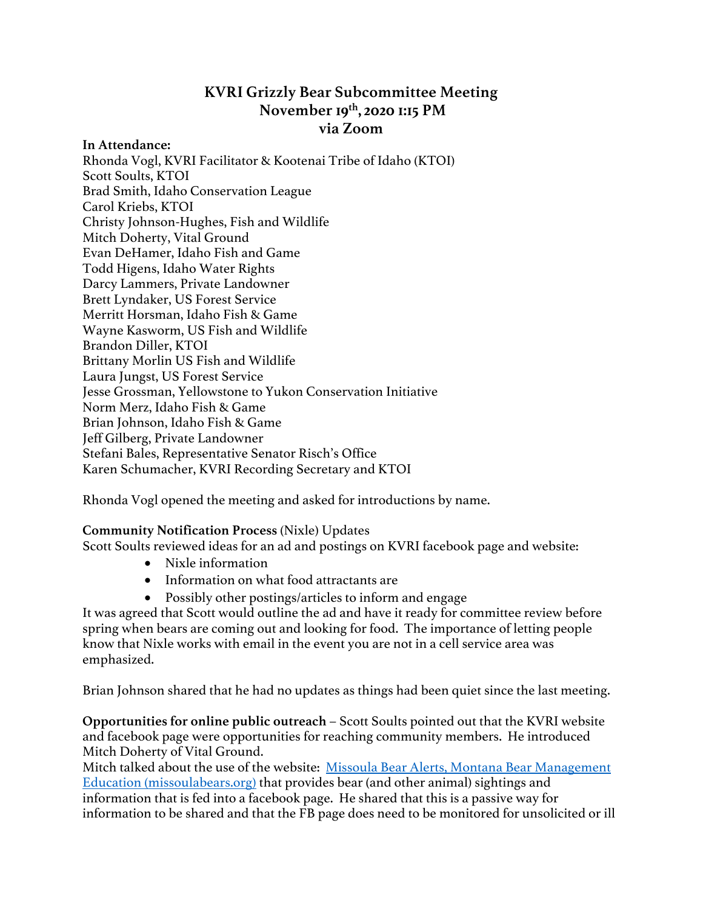# KVRI Grizzly Bear Subcommittee Meeting
## November 19th, 2020 1:15 PM
## via Zoom

**In Attendance:**
Rhonda Vogl, KVRI Facilitator & Kootenai Tribe of Idaho (KTOI)
Scott Soults, KTOI
Brad Smith, Idaho Conservation League
Carol Kriebs, KTOI
Christy Johnson-Hughes, Fish and Wildlife
Mitch Doherty, Vital Ground
Evan DeHamer, Idaho Fish and Game
Todd Higens, Idaho Water Rights
Darcy Lammers, Private Landowner
Brett Lyndaker, US Forest Service
Merritt Horsman, Idaho Fish & Game
Wayne Kasworm, US Fish and Wildlife
Brandon Diller, KTOI
Brittany Morlin US Fish and Wildlife
Laura Jungst, US Forest Service
Jesse Grossman, Yellowstone to Yukon Conservation Initiative
Norm Merz, Idaho Fish & Game
Brian Johnson, Idaho Fish & Game
Jeff Gilberg, Private Landowner
Stefani Bales, Representative Senator Risch's Office
Karen Schumacher, KVRI Recording Secretary and KTOI

Rhonda Vogl opened the meeting and asked for introductions by name.

**Community Notification Process** (Nixle) Updates
Scott Soults reviewed ideas for an ad and postings on KVRI facebook page and website:

- Nixle information
- Information on what food attractants are
- Possibly other postings/articles to inform and engage

It was agreed that Scott would outline the ad and have it ready for committee review before spring when bears are coming out and looking for food. The importance of letting people know that Nixle works with email in the event you are not in a cell service area was emphasized.

Brian Johnson shared that he had no updates as things had been quiet since the last meeting.

**Opportunities for online public outreach** – Scott Soults pointed out that the KVRI website and facebook page were opportunities for reaching community members. He introduced Mitch Doherty of Vital Ground.
Mitch talked about the use of the website: [Missoula Bear Alerts, Montana Bear Management Education (missoulabears.org)](missoulabears.org) that provides bear (and other animal) sightings and information that is fed into a facebook page. He shared that this is a passive way for information to be shared and that the FB page does need to be monitored for unsolicited or ill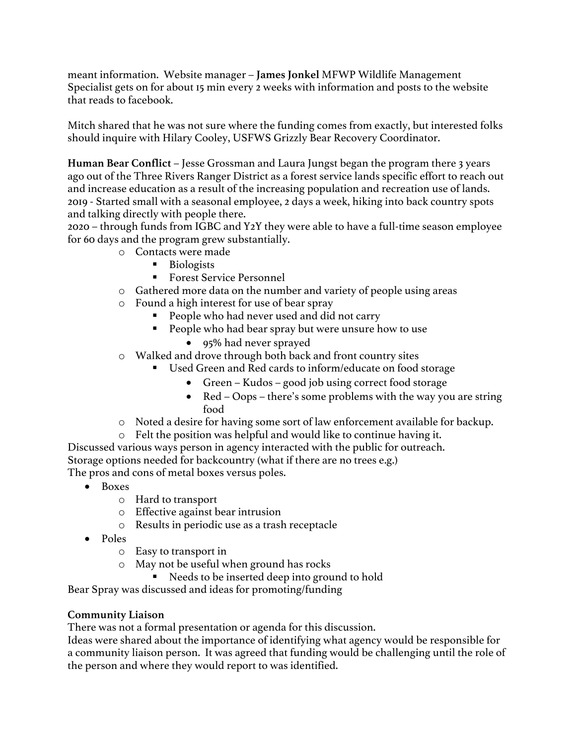meant information. Website manager – **James Jonkel** MFWP Wildlife Management Specialist gets on for about 15 min every 2 weeks with information and posts to the website that reads to facebook.

Mitch shared that he was not sure where the funding comes from exactly, but interested folks should inquire with Hilary Cooley, USFWS Grizzly Bear Recovery Coordinator.

**Human Bear Conflict** – Jesse Grossman and Laura Jungst began the program there 3 years ago out of the Three Rivers Ranger District as a forest service lands specific effort to reach out and increase education as a result of the increasing population and recreation use of lands.
2019 - Started small with a seasonal employee, 2 days a week, hiking into back country spots and talking directly with people there.
2020 – through funds from IGBC and Y2Y they were able to have a full-time season employee for 60 days and the program grew substantially.

- Contacts were made
  - Biologists
  - Forest Service Personnel
- Gathered more data on the number and variety of people using areas
- Found a high interest for use of bear spray
  - People who had never used and did not carry
  - People who had bear spray but were unsure how to use
    - 95% had never sprayed
- Walked and drove through both back and front country sites
  - Used Green and Red cards to inform/educate on food storage
    - Green – Kudos – good job using correct food storage
    - Red – Oops – there's some problems with the way you are string food
- Noted a desire for having some sort of law enforcement available for backup.
- Felt the position was helpful and would like to continue having it.

Discussed various ways person in agency interacted with the public for outreach.
Storage options needed for backcountry (what if there are no trees e.g.)
The pros and cons of metal boxes versus poles.

- Boxes
  - Hard to transport
  - Effective against bear intrusion
  - Results in periodic use as a trash receptacle
- Poles
  - Easy to transport in
  - May not be useful when ground has rocks
    - Needs to be inserted deep into ground to hold

Bear Spray was discussed and ideas for promoting/funding

**Community Liaison**
There was not a formal presentation or agenda for this discussion.
Ideas were shared about the importance of identifying what agency would be responsible for a community liaison person. It was agreed that funding would be challenging until the role of the person and where they would report to was identified.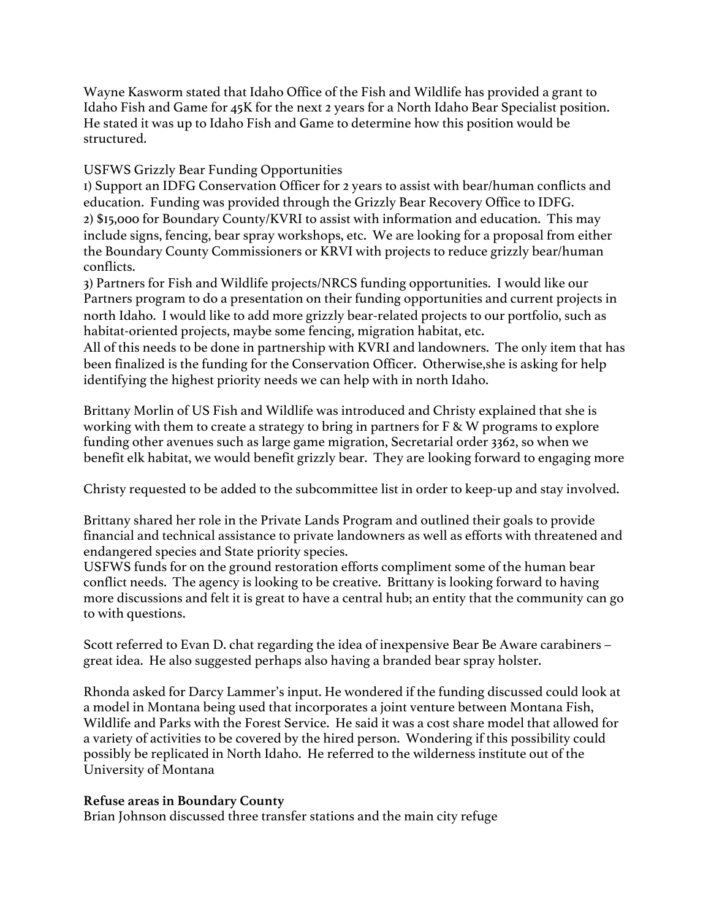Wayne Kasworm stated that Idaho Office of the Fish and Wildlife has provided a grant to Idaho Fish and Game for 45K for the next 2 years for a North Idaho Bear Specialist position. He stated it was up to Idaho Fish and Game to determine how this position would be structured.

USFWS Grizzly Bear Funding Opportunities
1) Support an IDFG Conservation Officer for 2 years to assist with bear/human conflicts and education. Funding was provided through the Grizzly Bear Recovery Office to IDFG.
2) $15,000 for Boundary County/KVRI to assist with information and education. This may include signs, fencing, bear spray workshops, etc. We are looking for a proposal from either the Boundary County Commissioners or KRVI with projects to reduce grizzly bear/human conflicts.
3) Partners for Fish and Wildlife projects/NRCS funding opportunities. I would like our Partners program to do a presentation on their funding opportunities and current projects in north Idaho. I would like to add more grizzly bear-related projects to our portfolio, such as habitat-oriented projects, maybe some fencing, migration habitat, etc.
All of this needs to be done in partnership with KVRI and landowners. The only item that has been finalized is the funding for the Conservation Officer. Otherwise,she is asking for help identifying the highest priority needs we can help with in north Idaho.

Brittany Morlin of US Fish and Wildlife was introduced and Christy explained that she is working with them to create a strategy to bring in partners for F & W programs to explore funding other avenues such as large game migration, Secretarial order 3362, so when we benefit elk habitat, we would benefit grizzly bear. They are looking forward to engaging more

Christy requested to be added to the subcommittee list in order to keep-up and stay involved.

Brittany shared her role in the Private Lands Program and outlined their goals to provide financial and technical assistance to private landowners as well as efforts with threatened and endangered species and State priority species.
USFWS funds for on the ground restoration efforts compliment some of the human bear conflict needs. The agency is looking to be creative. Brittany is looking forward to having more discussions and felt it is great to have a central hub; an entity that the community can go to with questions.

Scott referred to Evan D. chat regarding the idea of inexpensive Bear Be Aware carabiners – great idea. He also suggested perhaps also having a branded bear spray holster.

Rhonda asked for Darcy Lammer's input. He wondered if the funding discussed could look at a model in Montana being used that incorporates a joint venture between Montana Fish, Wildlife and Parks with the Forest Service. He said it was a cost share model that allowed for a variety of activities to be covered by the hired person. Wondering if this possibility could possibly be replicated in North Idaho. He referred to the wilderness institute out of the University of Montana

**Refuse areas in Boundary County**
Brian Johnson discussed three transfer stations and the main city refuge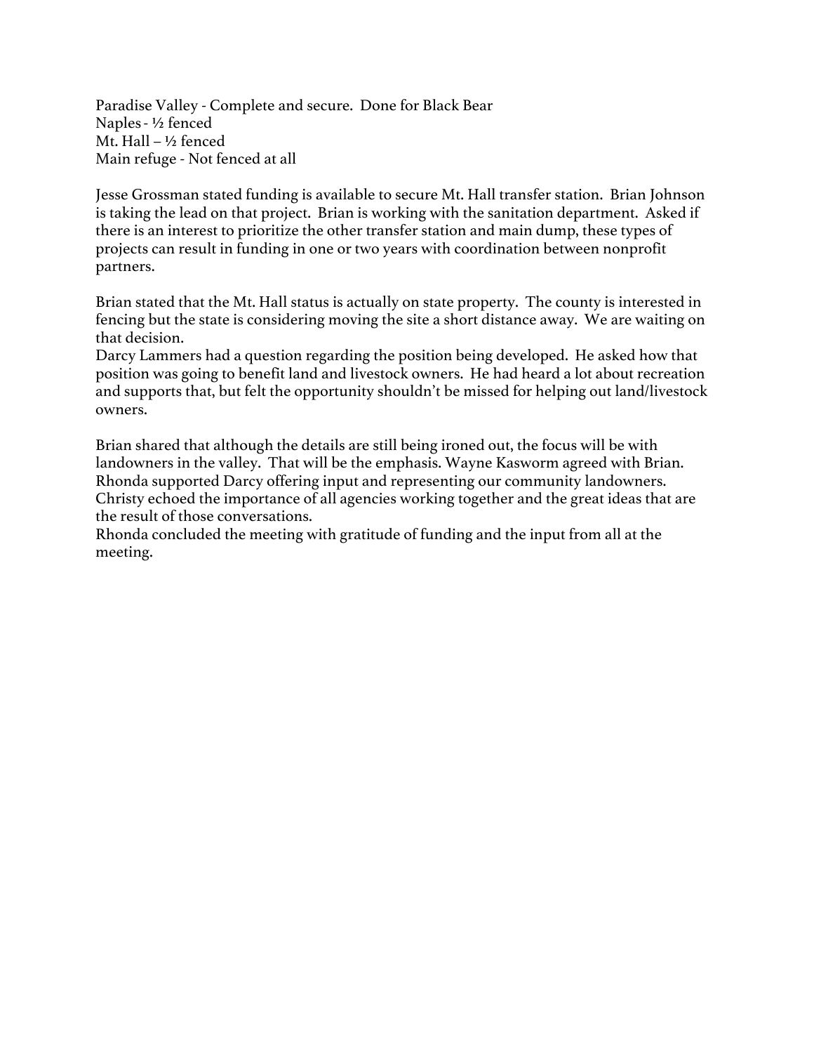Paradise Valley - Complete and secure. Done for Black Bear
Naples - ½ fenced
Mt. Hall – ½ fenced
Main refuge - Not fenced at all

Jesse Grossman stated funding is available to secure Mt. Hall transfer station. Brian Johnson is taking the lead on that project. Brian is working with the sanitation department. Asked if there is an interest to prioritize the other transfer station and main dump, these types of projects can result in funding in one or two years with coordination between nonprofit partners.

Brian stated that the Mt. Hall status is actually on state property. The county is interested in fencing but the state is considering moving the site a short distance away. We are waiting on that decision.
Darcy Lammers had a question regarding the position being developed. He asked how that position was going to benefit land and livestock owners. He had heard a lot about recreation and supports that, but felt the opportunity shouldn't be missed for helping out land/livestock owners.

Brian shared that although the details are still being ironed out, the focus will be with landowners in the valley. That will be the emphasis. Wayne Kasworm agreed with Brian.
Rhonda supported Darcy offering input and representing our community landowners.
Christy echoed the importance of all agencies working together and the great ideas that are the result of those conversations.
Rhonda concluded the meeting with gratitude of funding and the input from all at the meeting.